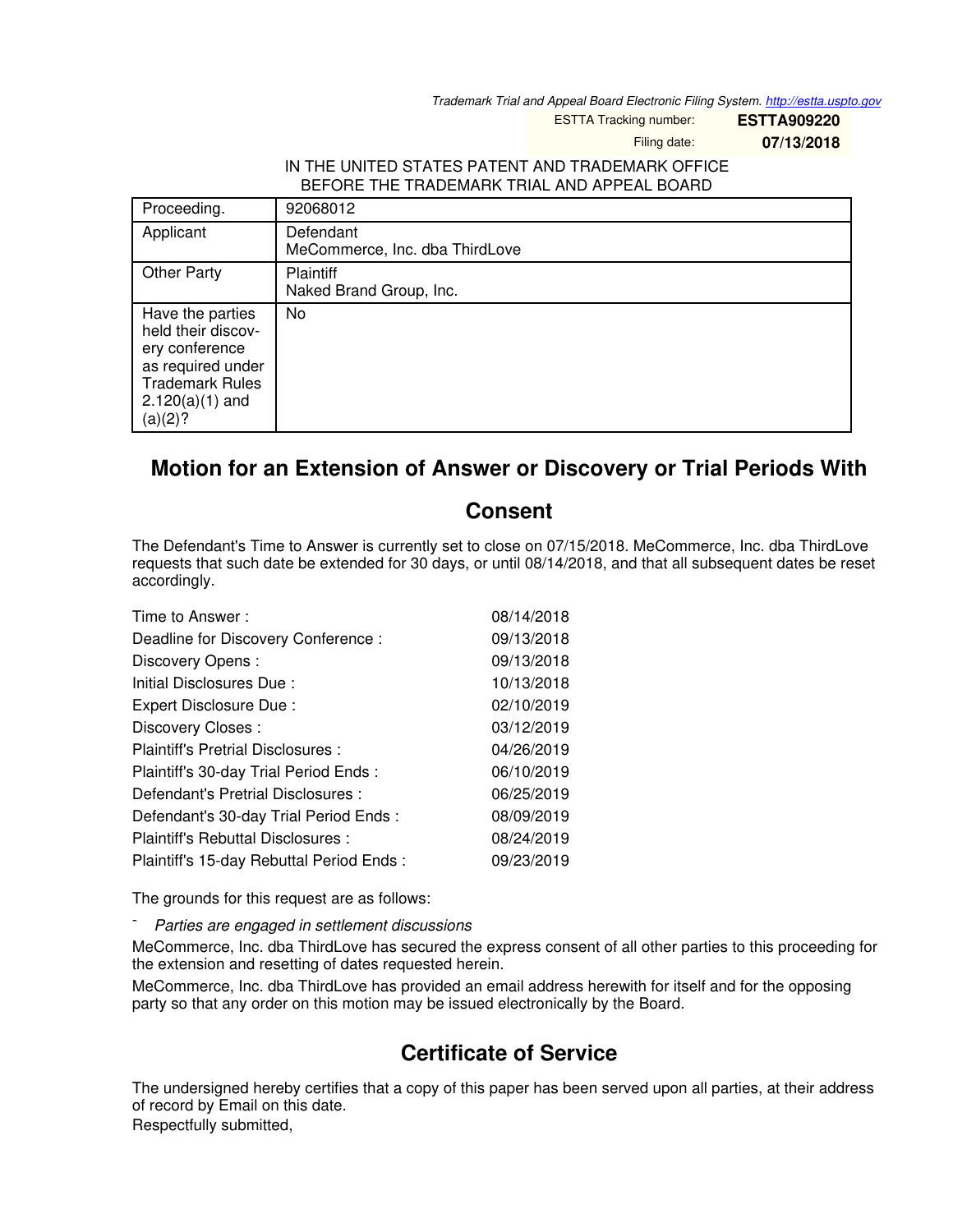Trademark Trial and Appeal Board Electronic Filing System. http://estta.uspto.gov

ESTTA Tracking number: **ESTTA909220**

Filing date: **07/13/2018**

IN THE UNITED STATES PATENT AND TRADEMARK OFFICE
BEFORE THE TRADEMARK TRIAL AND APPEAL BOARD

| | |
|---|---|
| Proceeding. | 92068012 |
| Applicant | Defendant<br>MeCommerce, Inc. dba ThirdLove |
| Other Party | Plaintiff<br>Naked Brand Group, Inc. |
| Have the parties held their discovery conference as required under Trademark Rules 2.120(a)(1) and (a)(2)? | No |

# Motion for an Extension of Answer or Discovery or Trial Periods With Consent

The Defendant's Time to Answer is currently set to close on 07/15/2018. MeCommerce, Inc. dba ThirdLove requests that such date be extended for 30 days, or until 08/14/2018, and that all subsequent dates be reset accordingly.

| | |
|---|---|
| Time to Answer : | 08/14/2018 |
| Deadline for Discovery Conference : | 09/13/2018 |
| Discovery Opens : | 09/13/2018 |
| Initial Disclosures Due : | 10/13/2018 |
| Expert Disclosure Due : | 02/10/2019 |
| Discovery Closes : | 03/12/2019 |
| Plaintiff's Pretrial Disclosures : | 04/26/2019 |
| Plaintiff's 30-day Trial Period Ends : | 06/10/2019 |
| Defendant's Pretrial Disclosures : | 06/25/2019 |
| Defendant's 30-day Trial Period Ends : | 08/09/2019 |
| Plaintiff's Rebuttal Disclosures : | 08/24/2019 |
| Plaintiff's 15-day Rebuttal Period Ends : | 09/23/2019 |

The grounds for this request are as follows:

- *Parties are engaged in settlement discussions*

MeCommerce, Inc. dba ThirdLove has secured the express consent of all other parties to this proceeding for the extension and resetting of dates requested herein.

MeCommerce, Inc. dba ThirdLove has provided an email address herewith for itself and for the opposing party so that any order on this motion may be issued electronically by the Board.

## Certificate of Service

The undersigned hereby certifies that a copy of this paper has been served upon all parties, at their address of record by Email on this date.

Respectfully submitted,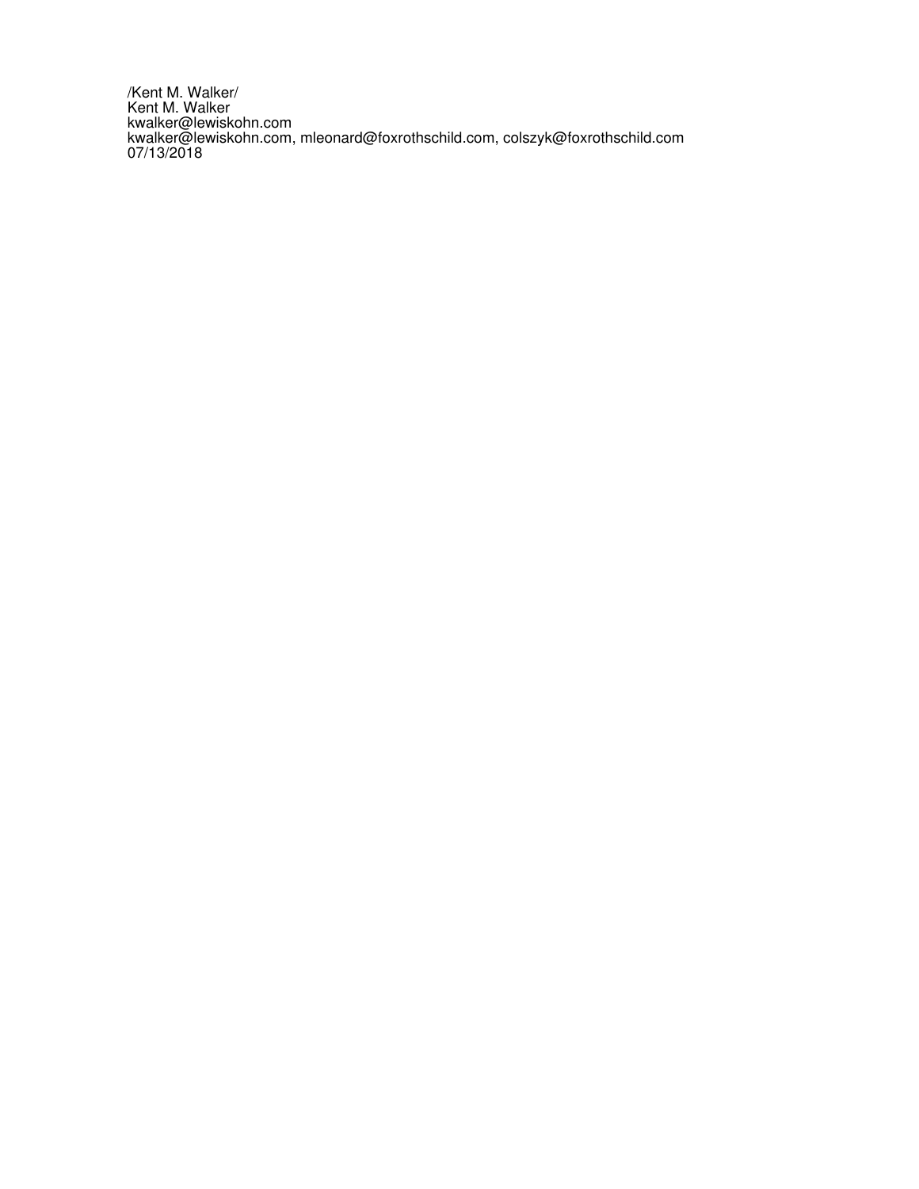/Kent M. Walker/
Kent M. Walker
kwalker@lewiskohn.com
kwalker@lewiskohn.com, mleonard@foxrothschild.com, colszyk@foxrothschild.com
07/13/2018